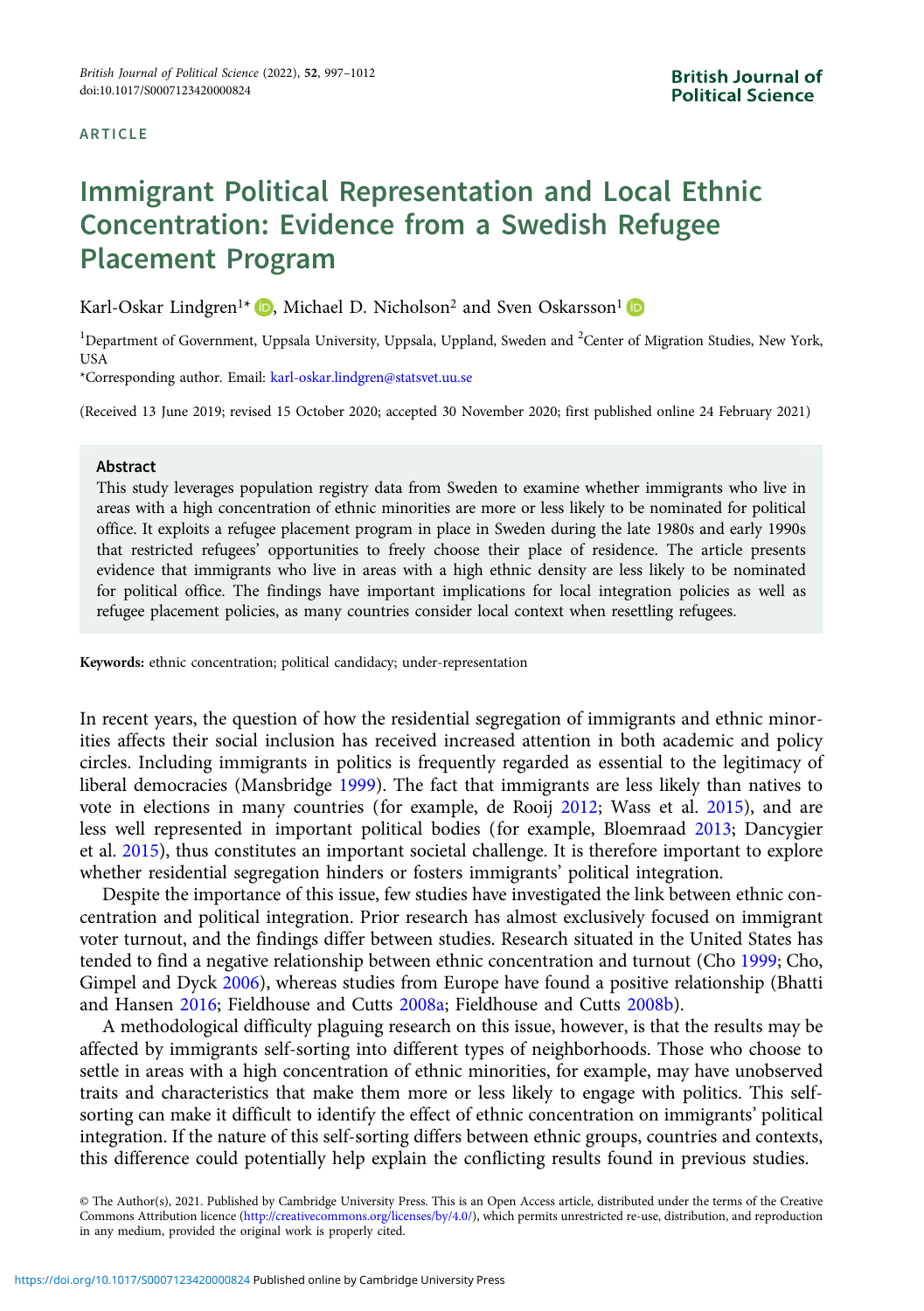ARTICLE

# Immigrant Political Representation and Local Ethnic Concentration: Evidence from a Swedish Refugee Placement Program

Karl-Oskar Lindgren[1]*, Michael D. Nicholson[2] and Sven Oskarsson[1]

[1]Department of Government, Uppsala University, Uppsala, Uppland, Sweden and [2]Center of Migration Studies, New York, USA

*Corresponding author. Email: karl-oskar.lindgren@statsvet.uu.se

(Received 13 June 2019; revised 15 October 2020; accepted 30 November 2020; first published online 24 February 2021)

## Abstract

This study leverages population registry data from Sweden to examine whether immigrants who live in areas with a high concentration of ethnic minorities are more or less likely to be nominated for political office. It exploits a refugee placement program in place in Sweden during the late 1980s and early 1990s that restricted refugees' opportunities to freely choose their place of residence. The article presents evidence that immigrants who live in areas with a high ethnic density are less likely to be nominated for political office. The findings have important implications for local integration policies as well as refugee placement policies, as many countries consider local context when resettling refugees.

**Keywords:** ethnic concentration; political candidacy; under-representation

In recent years, the question of how the residential segregation of immigrants and ethnic minorities affects their social inclusion has received increased attention in both academic and policy circles. Including immigrants in politics is frequently regarded as essential to the legitimacy of liberal democracies (Mansbridge 1999). The fact that immigrants are less likely than natives to vote in elections in many countries (for example, de Rooij 2012; Wass et al. 2015), and are less well represented in important political bodies (for example, Bloemraad 2013; Dancygier et al. 2015), thus constitutes an important societal challenge. It is therefore important to explore whether residential segregation hinders or fosters immigrants' political integration.

Despite the importance of this issue, few studies have investigated the link between ethnic concentration and political integration. Prior research has almost exclusively focused on immigrant voter turnout, and the findings differ between studies. Research situated in the United States has tended to find a negative relationship between ethnic concentration and turnout (Cho 1999; Cho, Gimpel and Dyck 2006), whereas studies from Europe have found a positive relationship (Bhatti and Hansen 2016; Fieldhouse and Cutts 2008a; Fieldhouse and Cutts 2008b).

A methodological difficulty plaguing research on this issue, however, is that the results may be affected by immigrants self-sorting into different types of neighborhoods. Those who choose to settle in areas with a high concentration of ethnic minorities, for example, may have unobserved traits and characteristics that make them more or less likely to engage with politics. This self-sorting can make it difficult to identify the effect of ethnic concentration on immigrants' political integration. If the nature of this self-sorting differs between ethnic groups, countries and contexts, this difference could potentially help explain the conflicting results found in previous studies.

© The Author(s), 2021. Published by Cambridge University Press. This is an Open Access article, distributed under the terms of the Creative Commons Attribution licence (http://creativecommons.org/licenses/by/4.0/), which permits unrestricted re-use, distribution, and reproduction in any medium, provided the original work is properly cited.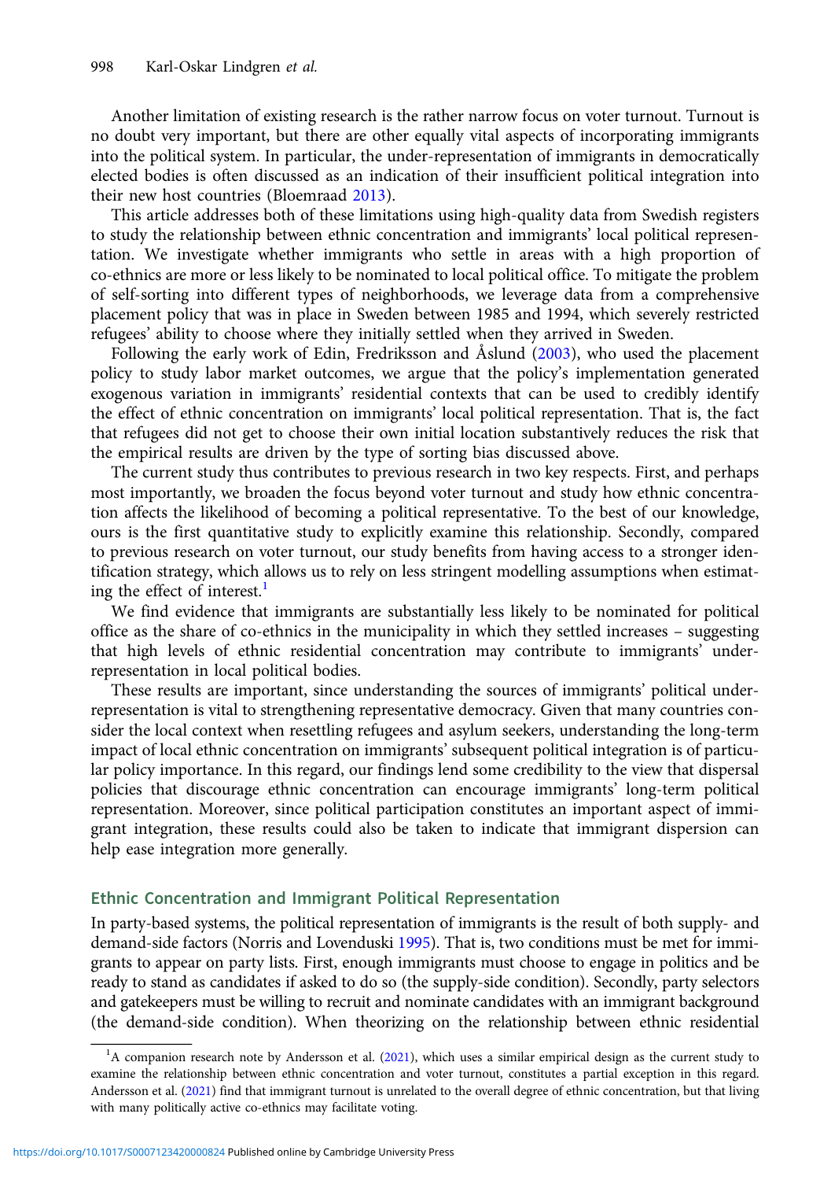Another limitation of existing research is the rather narrow focus on voter turnout. Turnout is no doubt very important, but there are other equally vital aspects of incorporating immigrants into the political system. In particular, the under-representation of immigrants in democratically elected bodies is often discussed as an indication of their insufficient political integration into their new host countries (Bloemraad 2013).

This article addresses both of these limitations using high-quality data from Swedish registers to study the relationship between ethnic concentration and immigrants' local political representation. We investigate whether immigrants who settle in areas with a high proportion of co-ethnics are more or less likely to be nominated to local political office. To mitigate the problem of self-sorting into different types of neighborhoods, we leverage data from a comprehensive placement policy that was in place in Sweden between 1985 and 1994, which severely restricted refugees' ability to choose where they initially settled when they arrived in Sweden.

Following the early work of Edin, Fredriksson and Åslund (2003), who used the placement policy to study labor market outcomes, we argue that the policy's implementation generated exogenous variation in immigrants' residential contexts that can be used to credibly identify the effect of ethnic concentration on immigrants' local political representation. That is, the fact that refugees did not get to choose their own initial location substantively reduces the risk that the empirical results are driven by the type of sorting bias discussed above.

The current study thus contributes to previous research in two key respects. First, and perhaps most importantly, we broaden the focus beyond voter turnout and study how ethnic concentration affects the likelihood of becoming a political representative. To the best of our knowledge, ours is the first quantitative study to explicitly examine this relationship. Secondly, compared to previous research on voter turnout, our study benefits from having access to a stronger identification strategy, which allows us to rely on less stringent modelling assumptions when estimating the effect of interest.[1]

We find evidence that immigrants are substantially less likely to be nominated for political office as the share of co-ethnics in the municipality in which they settled increases – suggesting that high levels of ethnic residential concentration may contribute to immigrants' under-representation in local political bodies.

These results are important, since understanding the sources of immigrants' political under-representation is vital to strengthening representative democracy. Given that many countries consider the local context when resettling refugees and asylum seekers, understanding the long-term impact of local ethnic concentration on immigrants' subsequent political integration is of particular policy importance. In this regard, our findings lend some credibility to the view that dispersal policies that discourage ethnic concentration can encourage immigrants' long-term political representation. Moreover, since political participation constitutes an important aspect of immigrant integration, these results could also be taken to indicate that immigrant dispersion can help ease integration more generally.

## Ethnic Concentration and Immigrant Political Representation

In party-based systems, the political representation of immigrants is the result of both supply- and demand-side factors (Norris and Lovenduski 1995). That is, two conditions must be met for immigrants to appear on party lists. First, enough immigrants must choose to engage in politics and be ready to stand as candidates if asked to do so (the supply-side condition). Secondly, party selectors and gatekeepers must be willing to recruit and nominate candidates with an immigrant background (the demand-side condition). When theorizing on the relationship between ethnic residential

[1] A companion research note by Andersson et al. (2021), which uses a similar empirical design as the current study to examine the relationship between ethnic concentration and voter turnout, constitutes a partial exception in this regard. Andersson et al. (2021) find that immigrant turnout is unrelated to the overall degree of ethnic concentration, but that living with many politically active co-ethnics may facilitate voting.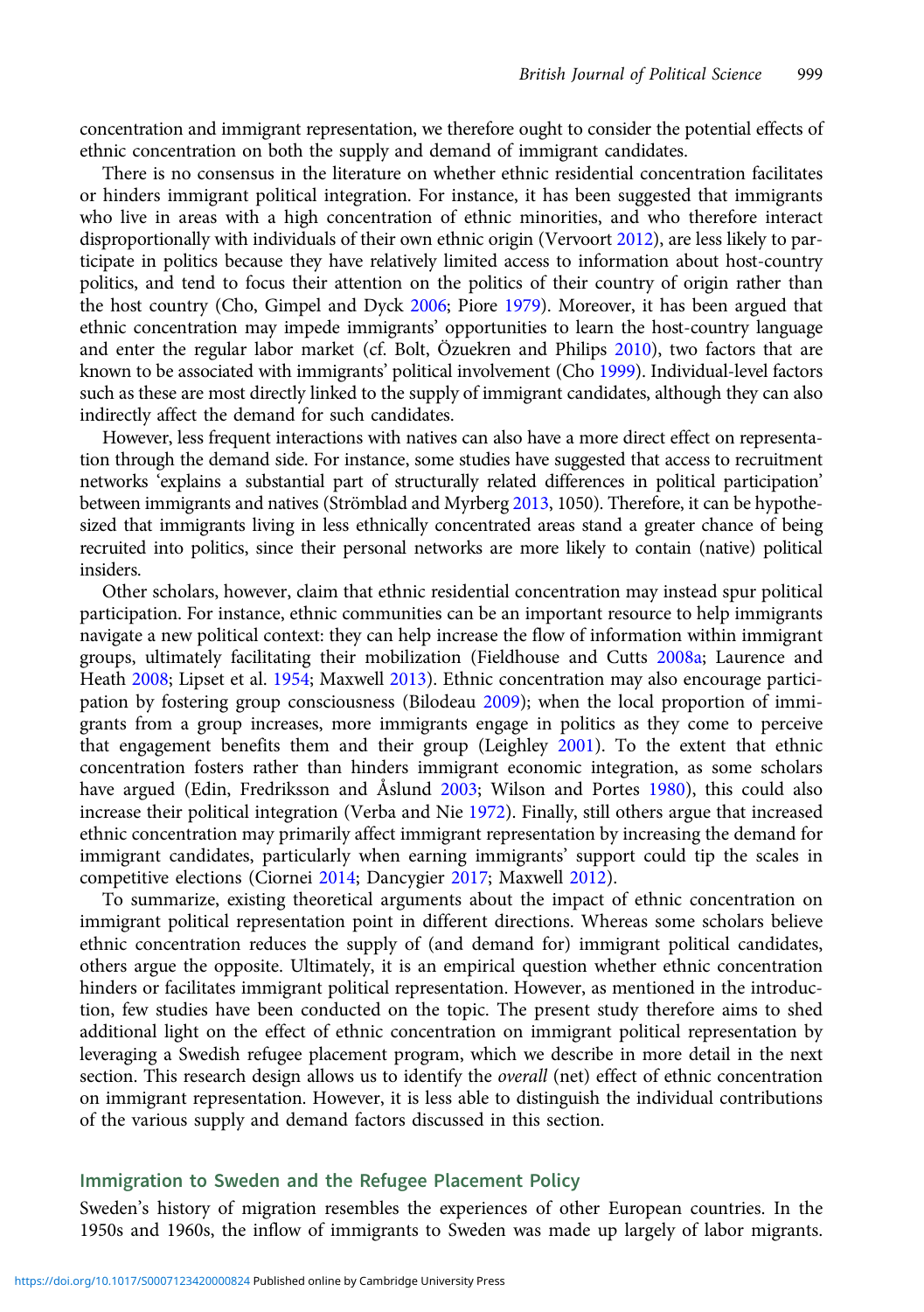concentration and immigrant representation, we therefore ought to consider the potential effects of ethnic concentration on both the supply and demand of immigrant candidates.

There is no consensus in the literature on whether ethnic residential concentration facilitates or hinders immigrant political integration. For instance, it has been suggested that immigrants who live in areas with a high concentration of ethnic minorities, and who therefore interact disproportionally with individuals of their own ethnic origin (Vervoort 2012), are less likely to participate in politics because they have relatively limited access to information about host-country politics, and tend to focus their attention on the politics of their country of origin rather than the host country (Cho, Gimpel and Dyck 2006; Piore 1979). Moreover, it has been argued that ethnic concentration may impede immigrants' opportunities to learn the host-country language and enter the regular labor market (cf. Bolt, Özuekren and Philips 2010), two factors that are known to be associated with immigrants' political involvement (Cho 1999). Individual-level factors such as these are most directly linked to the supply of immigrant candidates, although they can also indirectly affect the demand for such candidates.

However, less frequent interactions with natives can also have a more direct effect on representation through the demand side. For instance, some studies have suggested that access to recruitment networks 'explains a substantial part of structurally related differences in political participation' between immigrants and natives (Strömblad and Myrberg 2013, 1050). Therefore, it can be hypothesized that immigrants living in less ethnically concentrated areas stand a greater chance of being recruited into politics, since their personal networks are more likely to contain (native) political insiders.

Other scholars, however, claim that ethnic residential concentration may instead spur political participation. For instance, ethnic communities can be an important resource to help immigrants navigate a new political context: they can help increase the flow of information within immigrant groups, ultimately facilitating their mobilization (Fieldhouse and Cutts 2008a; Laurence and Heath 2008; Lipset et al. 1954; Maxwell 2013). Ethnic concentration may also encourage participation by fostering group consciousness (Bilodeau 2009); when the local proportion of immigrants from a group increases, more immigrants engage in politics as they come to perceive that engagement benefits them and their group (Leighley 2001). To the extent that ethnic concentration fosters rather than hinders immigrant economic integration, as some scholars have argued (Edin, Fredriksson and Åslund 2003; Wilson and Portes 1980), this could also increase their political integration (Verba and Nie 1972). Finally, still others argue that increased ethnic concentration may primarily affect immigrant representation by increasing the demand for immigrant candidates, particularly when earning immigrants' support could tip the scales in competitive elections (Ciornei 2014; Dancygier 2017; Maxwell 2012).

To summarize, existing theoretical arguments about the impact of ethnic concentration on immigrant political representation point in different directions. Whereas some scholars believe ethnic concentration reduces the supply of (and demand for) immigrant political candidates, others argue the opposite. Ultimately, it is an empirical question whether ethnic concentration hinders or facilitates immigrant political representation. However, as mentioned in the introduction, few studies have been conducted on the topic. The present study therefore aims to shed additional light on the effect of ethnic concentration on immigrant political representation by leveraging a Swedish refugee placement program, which we describe in more detail in the next section. This research design allows us to identify the *overall* (net) effect of ethnic concentration on immigrant representation. However, it is less able to distinguish the individual contributions of the various supply and demand factors discussed in this section.

## Immigration to Sweden and the Refugee Placement Policy

Sweden's history of migration resembles the experiences of other European countries. In the 1950s and 1960s, the inflow of immigrants to Sweden was made up largely of labor migrants.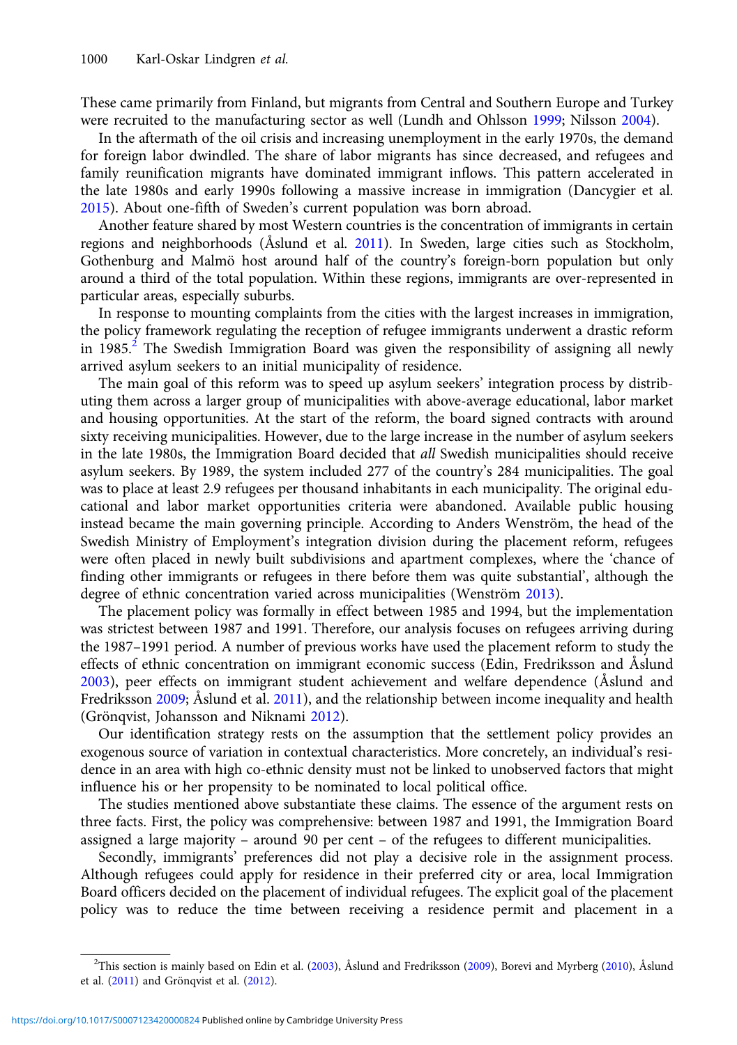These came primarily from Finland, but migrants from Central and Southern Europe and Turkey were recruited to the manufacturing sector as well (Lundh and Ohlsson 1999; Nilsson 2004).

In the aftermath of the oil crisis and increasing unemployment in the early 1970s, the demand for foreign labor dwindled. The share of labor migrants has since decreased, and refugees and family reunification migrants have dominated immigrant inflows. This pattern accelerated in the late 1980s and early 1990s following a massive increase in immigration (Dancygier et al. 2015). About one-fifth of Sweden's current population was born abroad.

Another feature shared by most Western countries is the concentration of immigrants in certain regions and neighborhoods (Åslund et al. 2011). In Sweden, large cities such as Stockholm, Gothenburg and Malmö host around half of the country's foreign-born population but only around a third of the total population. Within these regions, immigrants are over-represented in particular areas, especially suburbs.

In response to mounting complaints from the cities with the largest increases in immigration, the policy framework regulating the reception of refugee immigrants underwent a drastic reform in 1985.[2] The Swedish Immigration Board was given the responsibility of assigning all newly arrived asylum seekers to an initial municipality of residence.

The main goal of this reform was to speed up asylum seekers' integration process by distributing them across a larger group of municipalities with above-average educational, labor market and housing opportunities. At the start of the reform, the board signed contracts with around sixty receiving municipalities. However, due to the large increase in the number of asylum seekers in the late 1980s, the Immigration Board decided that *all* Swedish municipalities should receive asylum seekers. By 1989, the system included 277 of the country's 284 municipalities. The goal was to place at least 2.9 refugees per thousand inhabitants in each municipality. The original educational and labor market opportunities criteria were abandoned. Available public housing instead became the main governing principle. According to Anders Wenström, the head of the Swedish Ministry of Employment's integration division during the placement reform, refugees were often placed in newly built subdivisions and apartment complexes, where the 'chance of finding other immigrants or refugees in there before them was quite substantial', although the degree of ethnic concentration varied across municipalities (Wenström 2013).

The placement policy was formally in effect between 1985 and 1994, but the implementation was strictest between 1987 and 1991. Therefore, our analysis focuses on refugees arriving during the 1987–1991 period. A number of previous works have used the placement reform to study the effects of ethnic concentration on immigrant economic success (Edin, Fredriksson and Åslund 2003), peer effects on immigrant student achievement and welfare dependence (Åslund and Fredriksson 2009; Åslund et al. 2011), and the relationship between income inequality and health (Grönqvist, Johansson and Niknami 2012).

Our identification strategy rests on the assumption that the settlement policy provides an exogenous source of variation in contextual characteristics. More concretely, an individual's residence in an area with high co-ethnic density must not be linked to unobserved factors that might influence his or her propensity to be nominated to local political office.

The studies mentioned above substantiate these claims. The essence of the argument rests on three facts. First, the policy was comprehensive: between 1987 and 1991, the Immigration Board assigned a large majority – around 90 per cent – of the refugees to different municipalities.

Secondly, immigrants' preferences did not play a decisive role in the assignment process. Although refugees could apply for residence in their preferred city or area, local Immigration Board officers decided on the placement of individual refugees. The explicit goal of the placement policy was to reduce the time between receiving a residence permit and placement in a

[2]This section is mainly based on Edin et al. (2003), Åslund and Fredriksson (2009), Borevi and Myrberg (2010), Åslund et al. (2011) and Grönqvist et al. (2012).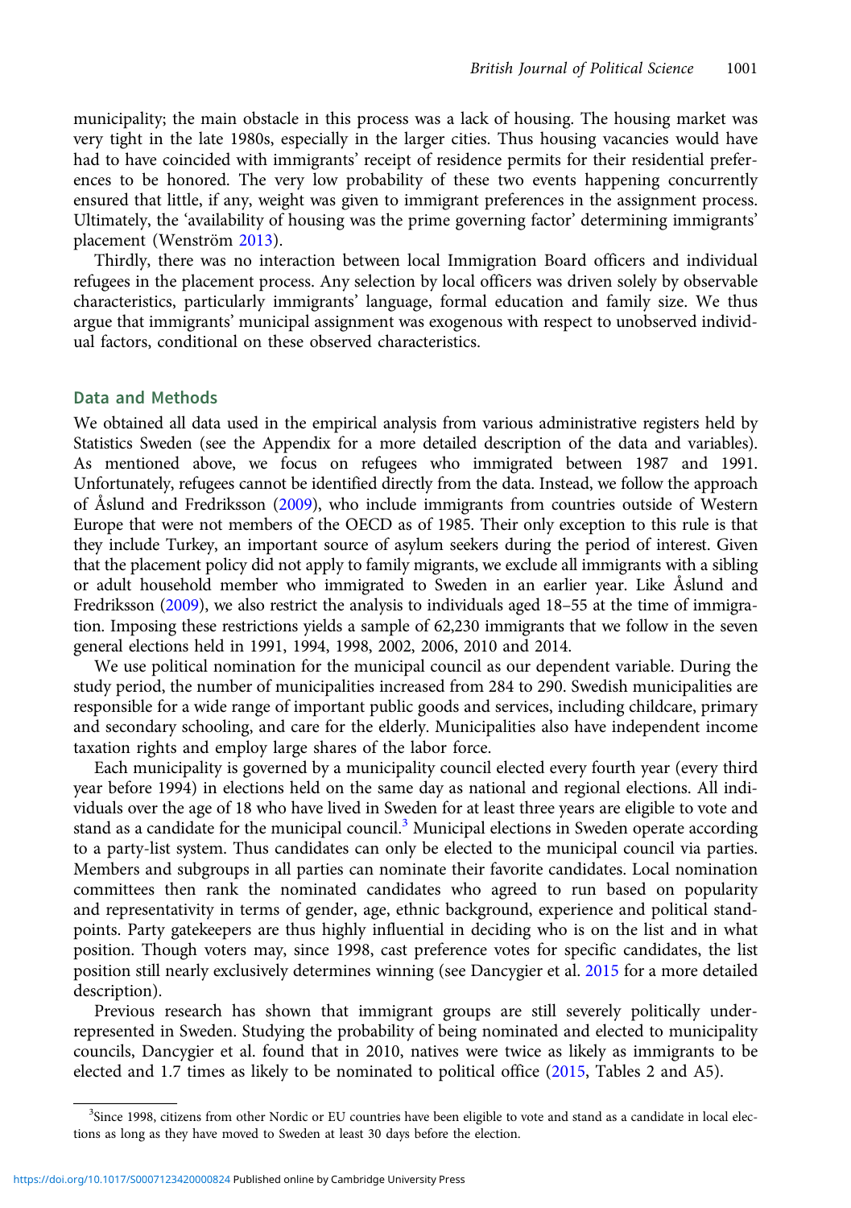municipality; the main obstacle in this process was a lack of housing. The housing market was very tight in the late 1980s, especially in the larger cities. Thus housing vacancies would have had to have coincided with immigrants' receipt of residence permits for their residential preferences to be honored. The very low probability of these two events happening concurrently ensured that little, if any, weight was given to immigrant preferences in the assignment process. Ultimately, the 'availability of housing was the prime governing factor' determining immigrants' placement (Wenström 2013).

Thirdly, there was no interaction between local Immigration Board officers and individual refugees in the placement process. Any selection by local officers was driven solely by observable characteristics, particularly immigrants' language, formal education and family size. We thus argue that immigrants' municipal assignment was exogenous with respect to unobserved individual factors, conditional on these observed characteristics.

## Data and Methods

We obtained all data used in the empirical analysis from various administrative registers held by Statistics Sweden (see the Appendix for a more detailed description of the data and variables). As mentioned above, we focus on refugees who immigrated between 1987 and 1991. Unfortunately, refugees cannot be identified directly from the data. Instead, we follow the approach of Åslund and Fredriksson (2009), who include immigrants from countries outside of Western Europe that were not members of the OECD as of 1985. Their only exception to this rule is that they include Turkey, an important source of asylum seekers during the period of interest. Given that the placement policy did not apply to family migrants, we exclude all immigrants with a sibling or adult household member who immigrated to Sweden in an earlier year. Like Åslund and Fredriksson (2009), we also restrict the analysis to individuals aged 18–55 at the time of immigration. Imposing these restrictions yields a sample of 62,230 immigrants that we follow in the seven general elections held in 1991, 1994, 1998, 2002, 2006, 2010 and 2014.

We use political nomination for the municipal council as our dependent variable. During the study period, the number of municipalities increased from 284 to 290. Swedish municipalities are responsible for a wide range of important public goods and services, including childcare, primary and secondary schooling, and care for the elderly. Municipalities also have independent income taxation rights and employ large shares of the labor force.

Each municipality is governed by a municipality council elected every fourth year (every third year before 1994) in elections held on the same day as national and regional elections. All individuals over the age of 18 who have lived in Sweden for at least three years are eligible to vote and stand as a candidate for the municipal council.[3] Municipal elections in Sweden operate according to a party-list system. Thus candidates can only be elected to the municipal council via parties. Members and subgroups in all parties can nominate their favorite candidates. Local nomination committees then rank the nominated candidates who agreed to run based on popularity and representativity in terms of gender, age, ethnic background, experience and political standpoints. Party gatekeepers are thus highly influential in deciding who is on the list and in what position. Though voters may, since 1998, cast preference votes for specific candidates, the list position still nearly exclusively determines winning (see Dancygier et al. 2015 for a more detailed description).

Previous research has shown that immigrant groups are still severely politically underrepresented in Sweden. Studying the probability of being nominated and elected to municipality councils, Dancygier et al. found that in 2010, natives were twice as likely as immigrants to be elected and 1.7 times as likely to be nominated to political office (2015, Tables 2 and A5).

[3]Since 1998, citizens from other Nordic or EU countries have been eligible to vote and stand as a candidate in local elections as long as they have moved to Sweden at least 30 days before the election.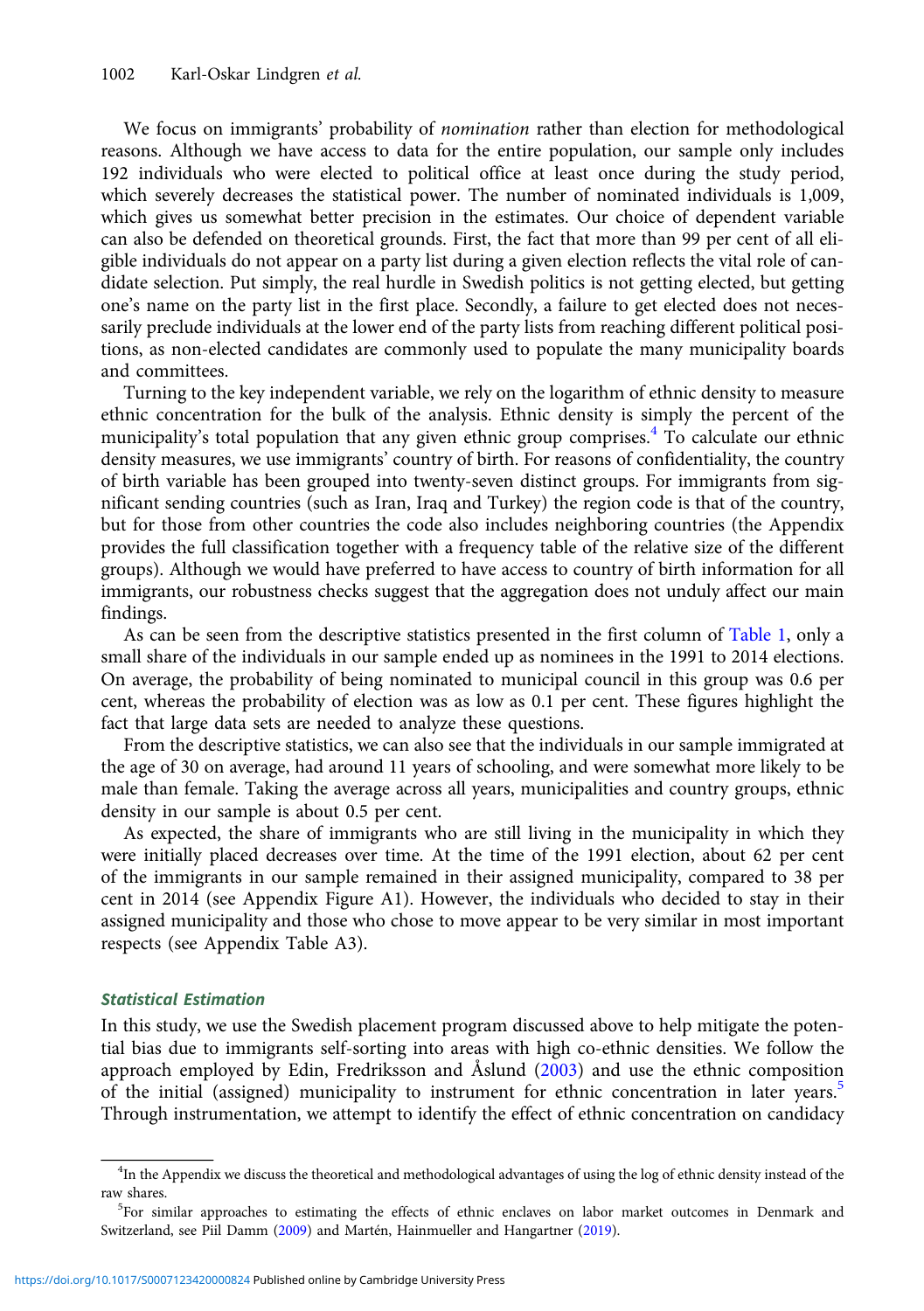We focus on immigrants' probability of *nomination* rather than election for methodological reasons. Although we have access to data for the entire population, our sample only includes 192 individuals who were elected to political office at least once during the study period, which severely decreases the statistical power. The number of nominated individuals is 1,009, which gives us somewhat better precision in the estimates. Our choice of dependent variable can also be defended on theoretical grounds. First, the fact that more than 99 per cent of all eligible individuals do not appear on a party list during a given election reflects the vital role of candidate selection. Put simply, the real hurdle in Swedish politics is not getting elected, but getting one's name on the party list in the first place. Secondly, a failure to get elected does not necessarily preclude individuals at the lower end of the party lists from reaching different political positions, as non-elected candidates are commonly used to populate the many municipality boards and committees.

Turning to the key independent variable, we rely on the logarithm of ethnic density to measure ethnic concentration for the bulk of the analysis. Ethnic density is simply the percent of the municipality's total population that any given ethnic group comprises.[4] To calculate our ethnic density measures, we use immigrants' country of birth. For reasons of confidentiality, the country of birth variable has been grouped into twenty-seven distinct groups. For immigrants from significant sending countries (such as Iran, Iraq and Turkey) the region code is that of the country, but for those from other countries the code also includes neighboring countries (the Appendix provides the full classification together with a frequency table of the relative size of the different groups). Although we would have preferred to have access to country of birth information for all immigrants, our robustness checks suggest that the aggregation does not unduly affect our main findings.

As can be seen from the descriptive statistics presented in the first column of Table 1, only a small share of the individuals in our sample ended up as nominees in the 1991 to 2014 elections. On average, the probability of being nominated to municipal council in this group was 0.6 per cent, whereas the probability of election was as low as 0.1 per cent. These figures highlight the fact that large data sets are needed to analyze these questions.

From the descriptive statistics, we can also see that the individuals in our sample immigrated at the age of 30 on average, had around 11 years of schooling, and were somewhat more likely to be male than female. Taking the average across all years, municipalities and country groups, ethnic density in our sample is about 0.5 per cent.

As expected, the share of immigrants who are still living in the municipality in which they were initially placed decreases over time. At the time of the 1991 election, about 62 per cent of the immigrants in our sample remained in their assigned municipality, compared to 38 per cent in 2014 (see Appendix Figure A1). However, the individuals who decided to stay in their assigned municipality and those who chose to move appear to be very similar in most important respects (see Appendix Table A3).

### Statistical Estimation

In this study, we use the Swedish placement program discussed above to help mitigate the potential bias due to immigrants self-sorting into areas with high co-ethnic densities. We follow the approach employed by Edin, Fredriksson and Åslund (2003) and use the ethnic composition of the initial (assigned) municipality to instrument for ethnic concentration in later years.[5] Through instrumentation, we attempt to identify the effect of ethnic concentration on candidacy

[4]In the Appendix we discuss the theoretical and methodological advantages of using the log of ethnic density instead of the raw shares.

[5]For similar approaches to estimating the effects of ethnic enclaves on labor market outcomes in Denmark and Switzerland, see Piil Damm (2009) and Martén, Hainmueller and Hangartner (2019).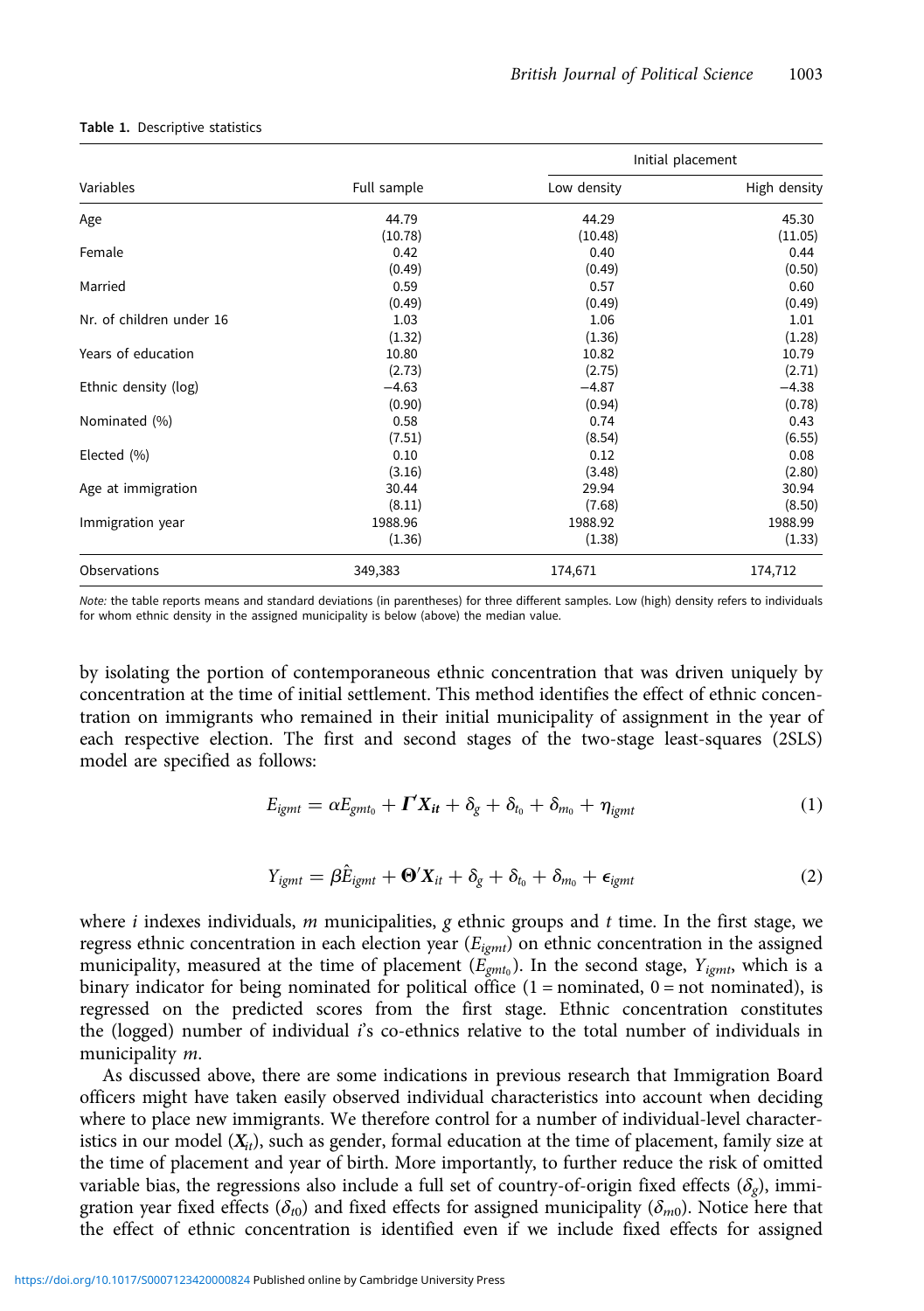**Table 1.** Descriptive statistics

| Variables | Full sample | Initial placement | |
|---|---|---|---|
| | | Low density | High density |
| Age | 44.79 | 44.29 | 45.30 |
| | (10.78) | (10.48) | (11.05) |
| Female | 0.42 | 0.40 | 0.44 |
| | (0.49) | (0.49) | (0.50) |
| Married | 0.59 | 0.57 | 0.60 |
| | (0.49) | (0.49) | (0.49) |
| Nr. of children under 16 | 1.03 | 1.06 | 1.01 |
| | (1.32) | (1.36) | (1.28) |
| Years of education | 10.80 | 10.82 | 10.79 |
| | (2.73) | (2.75) | (2.71) |
| Ethnic density (log) | −4.63 | −4.87 | −4.38 |
| | (0.90) | (0.94) | (0.78) |
| Nominated (%) | 0.58 | 0.74 | 0.43 |
| | (7.51) | (8.54) | (6.55) |
| Elected (%) | 0.10 | 0.12 | 0.08 |
| | (3.16) | (3.48) | (2.80) |
| Age at immigration | 30.44 | 29.94 | 30.94 |
| | (8.11) | (7.68) | (8.50) |
| Immigration year | 1988.96 | 1988.92 | 1988.99 |
| | (1.36) | (1.38) | (1.33) |
| Observations | 349,383 | 174,671 | 174,712 |

*Note:* the table reports means and standard deviations (in parentheses) for three different samples. Low (high) density refers to individuals for whom ethnic density in the assigned municipality is below (above) the median value.

by isolating the portion of contemporaneous ethnic concentration that was driven uniquely by concentration at the time of initial settlement. This method identifies the effect of ethnic concentration on immigrants who remained in their initial municipality of assignment in the year of each respective election. The first and second stages of the two-stage least-squares (2SLS) model are specified as follows:

$$E_{igmt} = \alpha E_{gmt_0} + \boldsymbol{\Gamma}'\boldsymbol{X_{it}} + \delta_g + \delta_{t_0} + \delta_{m_0} + \eta_{igmt} \tag{1}$$

$$Y_{igmt} = \beta \hat{E}_{igmt} + \boldsymbol{\Theta}'\boldsymbol{X}_{it} + \delta_g + \delta_{t_0} + \delta_{m_0} + \epsilon_{igmt} \tag{2}$$

where $i$ indexes individuals, $m$ municipalities, $g$ ethnic groups and $t$ time. In the first stage, we regress ethnic concentration in each election year ($E_{igmt}$) on ethnic concentration in the assigned municipality, measured at the time of placement ($E_{gmt_0}$). In the second stage, $Y_{igmt}$, which is a binary indicator for being nominated for political office (1 = nominated, 0 = not nominated), is regressed on the predicted scores from the first stage. Ethnic concentration constitutes the (logged) number of individual $i$'s co-ethnics relative to the total number of individuals in municipality $m$.

As discussed above, there are some indications in previous research that Immigration Board officers might have taken easily observed individual characteristics into account when deciding where to place new immigrants. We therefore control for a number of individual-level characteristics in our model ($\boldsymbol{X}_{it}$), such as gender, formal education at the time of placement, family size at the time of placement and year of birth. More importantly, to further reduce the risk of omitted variable bias, the regressions also include a full set of country-of-origin fixed effects ($\delta_g$), immigration year fixed effects ($\delta_{t0}$) and fixed effects for assigned municipality ($\delta_{m0}$). Notice here that the effect of ethnic concentration is identified even if we include fixed effects for assigned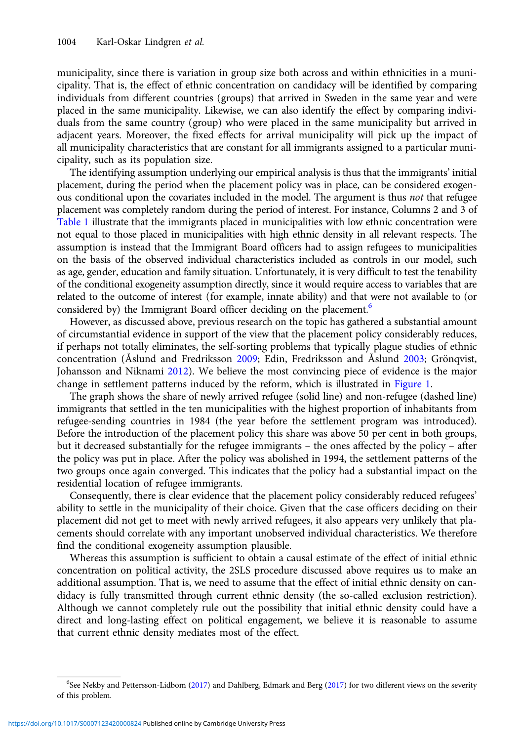municipality, since there is variation in group size both across and within ethnicities in a municipality. That is, the effect of ethnic concentration on candidacy will be identified by comparing individuals from different countries (groups) that arrived in Sweden in the same year and were placed in the same municipality. Likewise, we can also identify the effect by comparing individuals from the same country (group) who were placed in the same municipality but arrived in adjacent years. Moreover, the fixed effects for arrival municipality will pick up the impact of all municipality characteristics that are constant for all immigrants assigned to a particular municipality, such as its population size.

The identifying assumption underlying our empirical analysis is thus that the immigrants' initial placement, during the period when the placement policy was in place, can be considered exogenous conditional upon the covariates included in the model. The argument is thus *not* that refugee placement was completely random during the period of interest. For instance, Columns 2 and 3 of Table 1 illustrate that the immigrants placed in municipalities with low ethnic concentration were not equal to those placed in municipalities with high ethnic density in all relevant respects. The assumption is instead that the Immigrant Board officers had to assign refugees to municipalities on the basis of the observed individual characteristics included as controls in our model, such as age, gender, education and family situation. Unfortunately, it is very difficult to test the tenability of the conditional exogeneity assumption directly, since it would require access to variables that are related to the outcome of interest (for example, innate ability) and that were not available to (or considered by) the Immigrant Board officer deciding on the placement.[6]

However, as discussed above, previous research on the topic has gathered a substantial amount of circumstantial evidence in support of the view that the placement policy considerably reduces, if perhaps not totally eliminates, the self-sorting problems that typically plague studies of ethnic concentration (Åslund and Fredriksson 2009; Edin, Fredriksson and Åslund 2003; Grönqvist, Johansson and Niknami 2012). We believe the most convincing piece of evidence is the major change in settlement patterns induced by the reform, which is illustrated in Figure 1.

The graph shows the share of newly arrived refugee (solid line) and non-refugee (dashed line) immigrants that settled in the ten municipalities with the highest proportion of inhabitants from refugee-sending countries in 1984 (the year before the settlement program was introduced). Before the introduction of the placement policy this share was above 50 per cent in both groups, but it decreased substantially for the refugee immigrants – the ones affected by the policy – after the policy was put in place. After the policy was abolished in 1994, the settlement patterns of the two groups once again converged. This indicates that the policy had a substantial impact on the residential location of refugee immigrants.

Consequently, there is clear evidence that the placement policy considerably reduced refugees' ability to settle in the municipality of their choice. Given that the case officers deciding on their placement did not get to meet with newly arrived refugees, it also appears very unlikely that placements should correlate with any important unobserved individual characteristics. We therefore find the conditional exogeneity assumption plausible.

Whereas this assumption is sufficient to obtain a causal estimate of the effect of initial ethnic concentration on political activity, the 2SLS procedure discussed above requires us to make an additional assumption. That is, we need to assume that the effect of initial ethnic density on candidacy is fully transmitted through current ethnic density (the so-called exclusion restriction). Although we cannot completely rule out the possibility that initial ethnic density could have a direct and long-lasting effect on political engagement, we believe it is reasonable to assume that current ethnic density mediates most of the effect.

---

[6] See Nekby and Pettersson-Lidbom (2017) and Dahlberg, Edmark and Berg (2017) for two different views on the severity of this problem.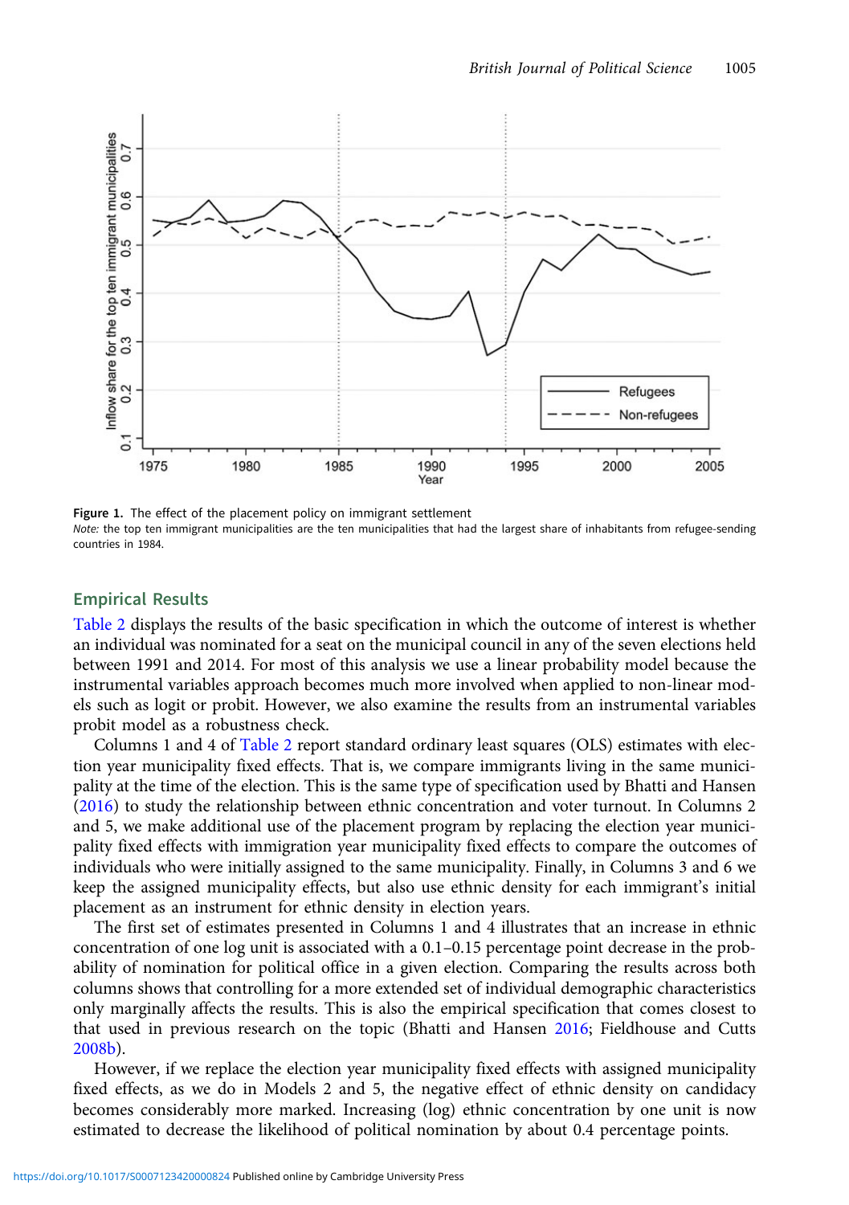Inflow share for the top ten immigrant municipalities

0.1 0.2 0.3 0.4 0.5 0.6 0.7

1975 1980 1985 1990 1995 2000 2005

Year

Refugees

Non-refugees

**Figure 1.** The effect of the placement policy on immigrant settlement

*Note:* the top ten immigrant municipalities are the ten municipalities that had the largest share of inhabitants from refugee-sending countries in 1984.

## Empirical Results

Table 2 displays the results of the basic specification in which the outcome of interest is whether an individual was nominated for a seat on the municipal council in any of the seven elections held between 1991 and 2014. For most of this analysis we use a linear probability model because the instrumental variables approach becomes much more involved when applied to non-linear models such as logit or probit. However, we also examine the results from an instrumental variables probit model as a robustness check.

Columns 1 and 4 of Table 2 report standard ordinary least squares (OLS) estimates with election year municipality fixed effects. That is, we compare immigrants living in the same municipality at the time of the election. This is the same type of specification used by Bhatti and Hansen (2016) to study the relationship between ethnic concentration and voter turnout. In Columns 2 and 5, we make additional use of the placement program by replacing the election year municipality fixed effects with immigration year municipality fixed effects to compare the outcomes of individuals who were initially assigned to the same municipality. Finally, in Columns 3 and 6 we keep the assigned municipality effects, but also use ethnic density for each immigrant's initial placement as an instrument for ethnic density in election years.

The first set of estimates presented in Columns 1 and 4 illustrates that an increase in ethnic concentration of one log unit is associated with a 0.1–0.15 percentage point decrease in the probability of nomination for political office in a given election. Comparing the results across both columns shows that controlling for a more extended set of individual demographic characteristics only marginally affects the results. This is also the empirical specification that comes closest to that used in previous research on the topic (Bhatti and Hansen 2016; Fieldhouse and Cutts 2008b).

However, if we replace the election year municipality fixed effects with assigned municipality fixed effects, as we do in Models 2 and 5, the negative effect of ethnic density on candidacy becomes considerably more marked. Increasing (log) ethnic concentration by one unit is now estimated to decrease the likelihood of political nomination by about 0.4 percentage points.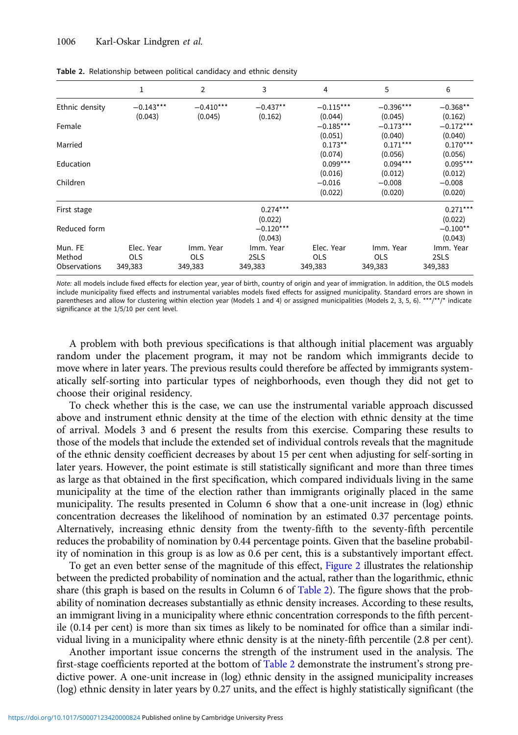**Table 2.** Relationship between political candidacy and ethnic density

| | 1 | 2 | 3 | 4 | 5 | 6 |
|---|---|---|---|---|---|---|
| Ethnic density | −0.143*** | −0.410*** | −0.437** | −0.115*** | −0.396*** | −0.368** |
| | (0.043) | (0.045) | (0.162) | (0.044) | (0.045) | (0.162) |
| Female | | | | −0.185*** | −0.173*** | −0.172*** |
| | | | | (0.051) | (0.040) | (0.040) |
| Married | | | | 0.173** | 0.171*** | 0.170*** |
| | | | | (0.074) | (0.056) | (0.056) |
| Education | | | | 0.099*** | 0.094*** | 0.095*** |
| | | | | (0.016) | (0.012) | (0.012) |
| Children | | | | −0.016 | −0.008 | −0.008 |
| | | | | (0.022) | (0.020) | (0.020) |
| First stage | | | 0.274*** | | | 0.271*** |
| | | | (0.022) | | | (0.022) |
| Reduced form | | | −0.120*** | | | −0.100** |
| | | | (0.043) | | | (0.043) |
| Mun. FE | Elec. Year | Imm. Year | Imm. Year | Elec. Year | Imm. Year | Imm. Year |
| Method | OLS | OLS | 2SLS | OLS | OLS | 2SLS |
| Observations | 349,383 | 349,383 | 349,383 | 349,383 | 349,383 | 349,383 |

*Note:* all models include fixed effects for election year, year of birth, country of origin and year of immigration. In addition, the OLS models include municipality fixed effects and instrumental variables models fixed effects for assigned municipality. Standard errors are shown in parentheses and allow for clustering within election year (Models 1 and 4) or assigned municipalities (Models 2, 3, 5, 6). ***/**/* indicate significance at the 1/5/10 per cent level.

A problem with both previous specifications is that although initial placement was arguably random under the placement program, it may not be random which immigrants decide to move where in later years. The previous results could therefore be affected by immigrants systematically self-sorting into particular types of neighborhoods, even though they did not get to choose their original residency.

To check whether this is the case, we can use the instrumental variable approach discussed above and instrument ethnic density at the time of the election with ethnic density at the time of arrival. Models 3 and 6 present the results from this exercise. Comparing these results to those of the models that include the extended set of individual controls reveals that the magnitude of the ethnic density coefficient decreases by about 15 per cent when adjusting for self-sorting in later years. However, the point estimate is still statistically significant and more than three times as large as that obtained in the first specification, which compared individuals living in the same municipality at the time of the election rather than immigrants originally placed in the same municipality. The results presented in Column 6 show that a one-unit increase in (log) ethnic concentration decreases the likelihood of nomination by an estimated 0.37 percentage points. Alternatively, increasing ethnic density from the twenty-fifth to the seventy-fifth percentile reduces the probability of nomination by 0.44 percentage points. Given that the baseline probability of nomination in this group is as low as 0.6 per cent, this is a substantively important effect.

To get an even better sense of the magnitude of this effect, Figure 2 illustrates the relationship between the predicted probability of nomination and the actual, rather than the logarithmic, ethnic share (this graph is based on the results in Column 6 of Table 2). The figure shows that the probability of nomination decreases substantially as ethnic density increases. According to these results, an immigrant living in a municipality where ethnic concentration corresponds to the fifth percentile (0.14 per cent) is more than six times as likely to be nominated for office than a similar individual living in a municipality where ethnic density is at the ninety-fifth percentile (2.8 per cent).

Another important issue concerns the strength of the instrument used in the analysis. The first-stage coefficients reported at the bottom of Table 2 demonstrate the instrument's strong predictive power. A one-unit increase in (log) ethnic density in the assigned municipality increases (log) ethnic density in later years by 0.27 units, and the effect is highly statistically significant (the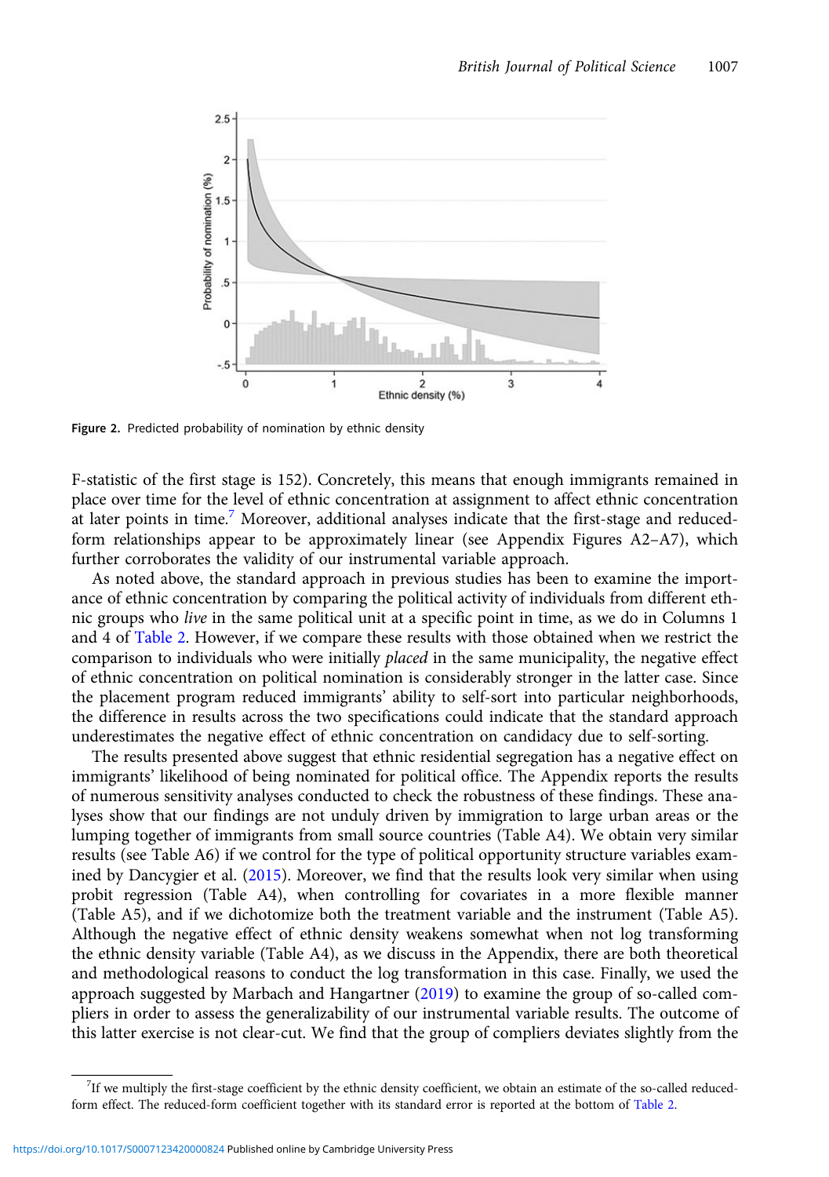2.5
2
1.5
1
.5
0
-.5
Probability of nomination (%)
0
1
2
3
4
Ethnic density (%)

**Figure 2.** Predicted probability of nomination by ethnic density

F-statistic of the first stage is 152). Concretely, this means that enough immigrants remained in place over time for the level of ethnic concentration at assignment to affect ethnic concentration at later points in time.[7] Moreover, additional analyses indicate that the first-stage and reduced-form relationships appear to be approximately linear (see Appendix Figures A2–A7), which further corroborates the validity of our instrumental variable approach.

As noted above, the standard approach in previous studies has been to examine the importance of ethnic concentration by comparing the political activity of individuals from different ethnic groups who *live* in the same political unit at a specific point in time, as we do in Columns 1 and 4 of Table 2. However, if we compare these results with those obtained when we restrict the comparison to individuals who were initially *placed* in the same municipality, the negative effect of ethnic concentration on political nomination is considerably stronger in the latter case. Since the placement program reduced immigrants' ability to self-sort into particular neighborhoods, the difference in results across the two specifications could indicate that the standard approach underestimates the negative effect of ethnic concentration on candidacy due to self-sorting.

The results presented above suggest that ethnic residential segregation has a negative effect on immigrants' likelihood of being nominated for political office. The Appendix reports the results of numerous sensitivity analyses conducted to check the robustness of these findings. These analyses show that our findings are not unduly driven by immigration to large urban areas or the lumping together of immigrants from small source countries (Table A4). We obtain very similar results (see Table A6) if we control for the type of political opportunity structure variables examined by Dancygier et al. (2015). Moreover, we find that the results look very similar when using probit regression (Table A4), when controlling for covariates in a more flexible manner (Table A5), and if we dichotomize both the treatment variable and the instrument (Table A5). Although the negative effect of ethnic density weakens somewhat when not log transforming the ethnic density variable (Table A4), as we discuss in the Appendix, there are both theoretical and methodological reasons to conduct the log transformation in this case. Finally, we used the approach suggested by Marbach and Hangartner (2019) to examine the group of so-called compliers in order to assess the generalizability of our instrumental variable results. The outcome of this latter exercise is not clear-cut. We find that the group of compliers deviates slightly from the

[7] If we multiply the first-stage coefficient by the ethnic density coefficient, we obtain an estimate of the so-called reduced-form effect. The reduced-form coefficient together with its standard error is reported at the bottom of Table 2.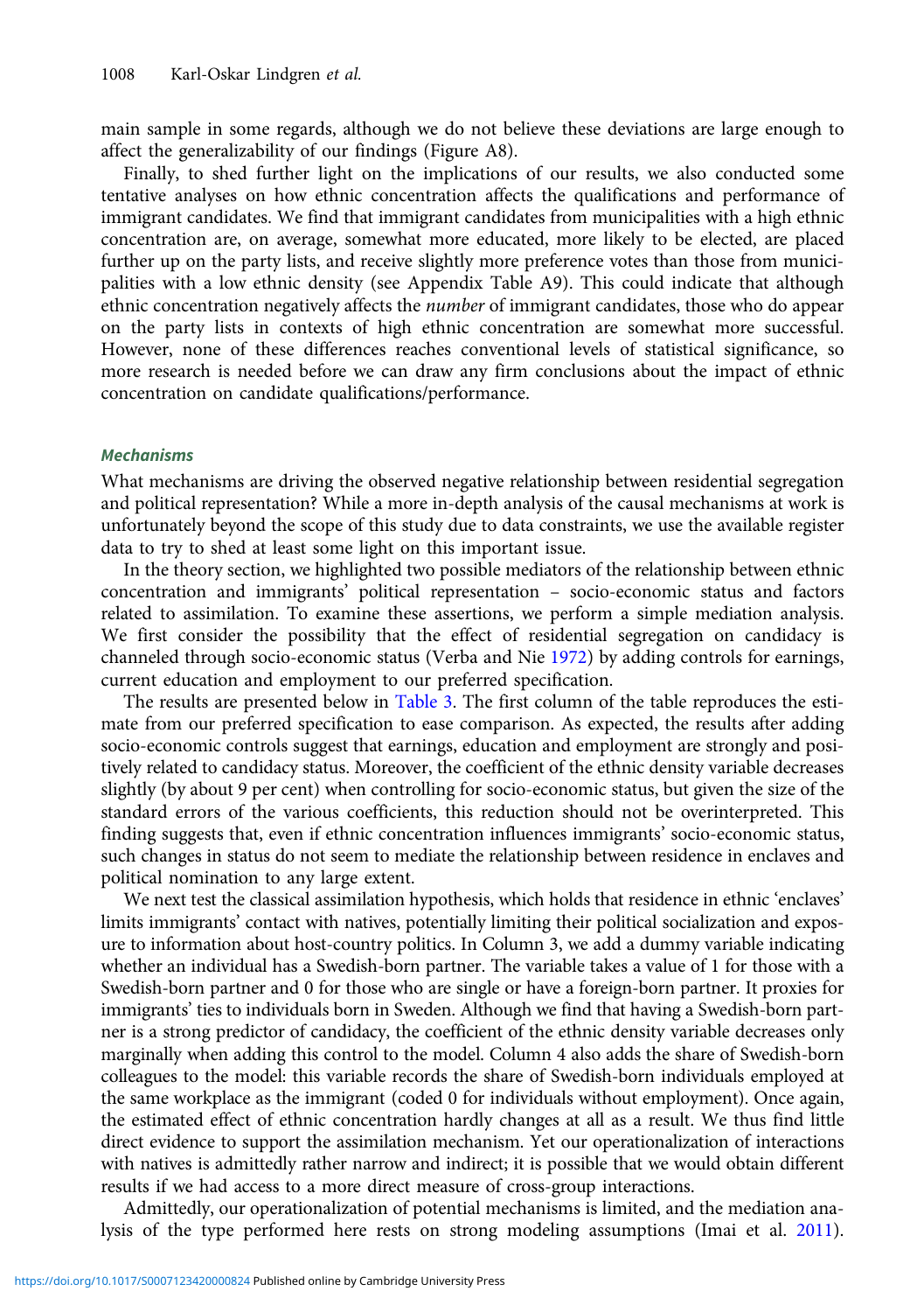main sample in some regards, although we do not believe these deviations are large enough to affect the generalizability of our findings (Figure A8).

Finally, to shed further light on the implications of our results, we also conducted some tentative analyses on how ethnic concentration affects the qualifications and performance of immigrant candidates. We find that immigrant candidates from municipalities with a high ethnic concentration are, on average, somewhat more educated, more likely to be elected, are placed further up on the party lists, and receive slightly more preference votes than those from municipalities with a low ethnic density (see Appendix Table A9). This could indicate that although ethnic concentration negatively affects the *number* of immigrant candidates, those who do appear on the party lists in contexts of high ethnic concentration are somewhat more successful. However, none of these differences reaches conventional levels of statistical significance, so more research is needed before we can draw any firm conclusions about the impact of ethnic concentration on candidate qualifications/performance.

### Mechanisms

What mechanisms are driving the observed negative relationship between residential segregation and political representation? While a more in-depth analysis of the causal mechanisms at work is unfortunately beyond the scope of this study due to data constraints, we use the available register data to try to shed at least some light on this important issue.

In the theory section, we highlighted two possible mediators of the relationship between ethnic concentration and immigrants' political representation – socio-economic status and factors related to assimilation. To examine these assertions, we perform a simple mediation analysis. We first consider the possibility that the effect of residential segregation on candidacy is channeled through socio-economic status (Verba and Nie 1972) by adding controls for earnings, current education and employment to our preferred specification.

The results are presented below in Table 3. The first column of the table reproduces the estimate from our preferred specification to ease comparison. As expected, the results after adding socio-economic controls suggest that earnings, education and employment are strongly and positively related to candidacy status. Moreover, the coefficient of the ethnic density variable decreases slightly (by about 9 per cent) when controlling for socio-economic status, but given the size of the standard errors of the various coefficients, this reduction should not be overinterpreted. This finding suggests that, even if ethnic concentration influences immigrants' socio-economic status, such changes in status do not seem to mediate the relationship between residence in enclaves and political nomination to any large extent.

We next test the classical assimilation hypothesis, which holds that residence in ethnic 'enclaves' limits immigrants' contact with natives, potentially limiting their political socialization and exposure to information about host-country politics. In Column 3, we add a dummy variable indicating whether an individual has a Swedish-born partner. The variable takes a value of 1 for those with a Swedish-born partner and 0 for those who are single or have a foreign-born partner. It proxies for immigrants' ties to individuals born in Sweden. Although we find that having a Swedish-born partner is a strong predictor of candidacy, the coefficient of the ethnic density variable decreases only marginally when adding this control to the model. Column 4 also adds the share of Swedish-born colleagues to the model: this variable records the share of Swedish-born individuals employed at the same workplace as the immigrant (coded 0 for individuals without employment). Once again, the estimated effect of ethnic concentration hardly changes at all as a result. We thus find little direct evidence to support the assimilation mechanism. Yet our operationalization of interactions with natives is admittedly rather narrow and indirect; it is possible that we would obtain different results if we had access to a more direct measure of cross-group interactions.

Admittedly, our operationalization of potential mechanisms is limited, and the mediation analysis of the type performed here rests on strong modeling assumptions (Imai et al. 2011).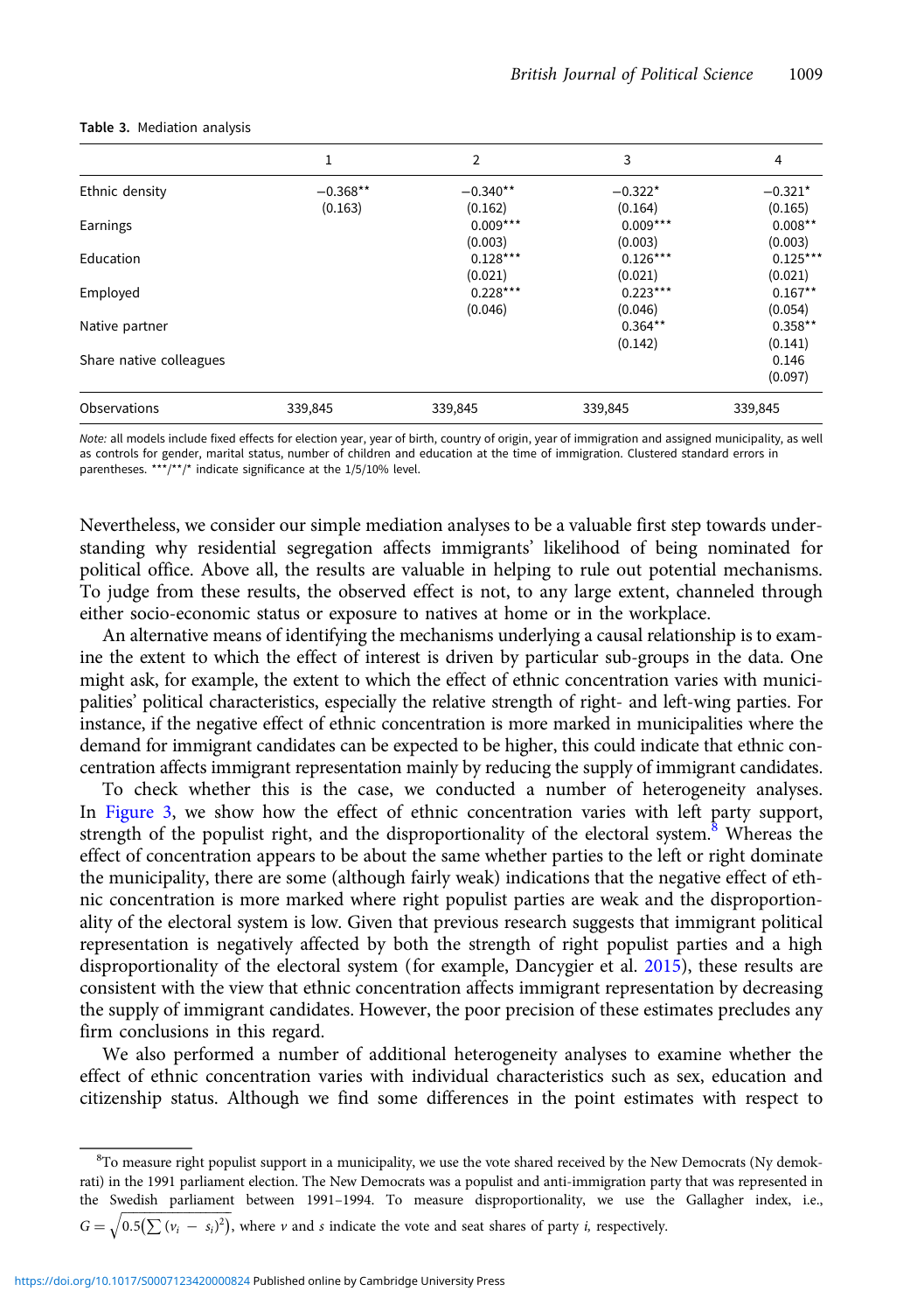Table 3. Mediation analysis

| | 1 | 2 | 3 | 4 |
|---|---|---|---|---|
| Ethnic density | −0.368** | −0.340** | −0.322* | −0.321* |
| | (0.163) | (0.162) | (0.164) | (0.165) |
| Earnings | | 0.009*** | 0.009*** | 0.008** |
| | | (0.003) | (0.003) | (0.003) |
| Education | | 0.128*** | 0.126*** | 0.125*** |
| | | (0.021) | (0.021) | (0.021) |
| Employed | | 0.228*** | 0.223*** | 0.167** |
| | | (0.046) | (0.046) | (0.054) |
| Native partner | | | 0.364** | 0.358** |
| | | | (0.142) | (0.141) |
| Share native colleagues | | | | 0.146 |
| | | | | (0.097) |
| Observations | 339,845 | 339,845 | 339,845 | 339,845 |

*Note:* all models include fixed effects for election year, year of birth, country of origin, year of immigration and assigned municipality, as well as controls for gender, marital status, number of children and education at the time of immigration. Clustered standard errors in parentheses. ***/**/* indicate significance at the 1/5/10% level.

Nevertheless, we consider our simple mediation analyses to be a valuable first step towards understanding why residential segregation affects immigrants' likelihood of being nominated for political office. Above all, the results are valuable in helping to rule out potential mechanisms. To judge from these results, the observed effect is not, to any large extent, channeled through either socio-economic status or exposure to natives at home or in the workplace.

An alternative means of identifying the mechanisms underlying a causal relationship is to examine the extent to which the effect of interest is driven by particular sub-groups in the data. One might ask, for example, the extent to which the effect of ethnic concentration varies with municipalities' political characteristics, especially the relative strength of right- and left-wing parties. For instance, if the negative effect of ethnic concentration is more marked in municipalities where the demand for immigrant candidates can be expected to be higher, this could indicate that ethnic concentration affects immigrant representation mainly by reducing the supply of immigrant candidates.

To check whether this is the case, we conducted a number of heterogeneity analyses. In Figure 3, we show how the effect of ethnic concentration varies with left party support, strength of the populist right, and the disproportionality of the electoral system.[8] Whereas the effect of concentration appears to be about the same whether parties to the left or right dominate the municipality, there are some (although fairly weak) indications that the negative effect of ethnic concentration is more marked where right populist parties are weak and the disproportionality of the electoral system is low. Given that previous research suggests that immigrant political representation is negatively affected by both the strength of right populist parties and a high disproportionality of the electoral system (for example, Dancygier et al. 2015), these results are consistent with the view that ethnic concentration affects immigrant representation by decreasing the supply of immigrant candidates. However, the poor precision of these estimates precludes any firm conclusions in this regard.

We also performed a number of additional heterogeneity analyses to examine whether the effect of ethnic concentration varies with individual characteristics such as sex, education and citizenship status. Although we find some differences in the point estimates with respect to

[8]To measure right populist support in a municipality, we use the vote shared received by the New Democrats (Ny demokrati) in the 1991 parliament election. The New Democrats was a populist and anti-immigration party that was represented in the Swedish parliament between 1991–1994. To measure disproportionality, we use the Gallagher index, i.e., $G = \sqrt{0.5\left(\sum (v_i - s_i)^2\right)}$, where $v$ and $s$ indicate the vote and seat shares of party $i$, respectively.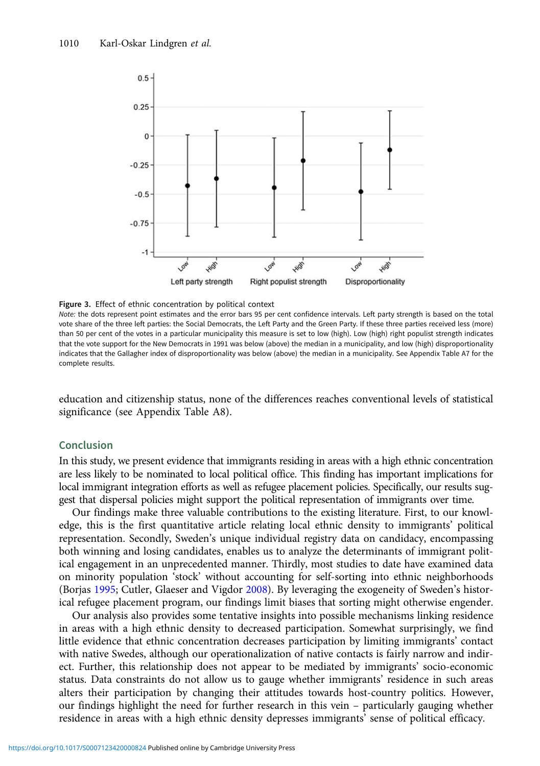0.5
0.25
0
-0.25
-0.5
-0.75
-1

Low
High
Low
High
Low
High

Left party strength
Right populist strength
Disproportionality

**Figure 3.** Effect of ethnic concentration by political context

*Note:* the dots represent point estimates and the error bars 95 per cent confidence intervals. Left party strength is based on the total vote share of the three left parties: the Social Democrats, the Left Party and the Green Party. If these three parties received less (more) than 50 per cent of the votes in a particular municipality this measure is set to low (high). Low (high) right populist strength indicates that the vote support for the New Democrats in 1991 was below (above) the median in a municipality, and low (high) disproportionality indicates that the Gallagher index of disproportionality was below (above) the median in a municipality. See Appendix Table A7 for the complete results.

education and citizenship status, none of the differences reaches conventional levels of statistical significance (see Appendix Table A8).

## Conclusion

In this study, we present evidence that immigrants residing in areas with a high ethnic concentration are less likely to be nominated to local political office. This finding has important implications for local immigrant integration efforts as well as refugee placement policies. Specifically, our results suggest that dispersal policies might support the political representation of immigrants over time.

Our findings make three valuable contributions to the existing literature. First, to our knowledge, this is the first quantitative article relating local ethnic density to immigrants' political representation. Secondly, Sweden's unique individual registry data on candidacy, encompassing both winning and losing candidates, enables us to analyze the determinants of immigrant political engagement in an unprecedented manner. Thirdly, most studies to date have examined data on minority population 'stock' without accounting for self-sorting into ethnic neighborhoods (Borjas 1995; Cutler, Glaeser and Vigdor 2008). By leveraging the exogeneity of Sweden's historical refugee placement program, our findings limit biases that sorting might otherwise engender.

Our analysis also provides some tentative insights into possible mechanisms linking residence in areas with a high ethnic density to decreased participation. Somewhat surprisingly, we find little evidence that ethnic concentration decreases participation by limiting immigrants' contact with native Swedes, although our operationalization of native contacts is fairly narrow and indirect. Further, this relationship does not appear to be mediated by immigrants' socio-economic status. Data constraints do not allow us to gauge whether immigrants' residence in such areas alters their participation by changing their attitudes towards host-country politics. However, our findings highlight the need for further research in this vein – particularly gauging whether residence in areas with a high ethnic density depresses immigrants' sense of political efficacy.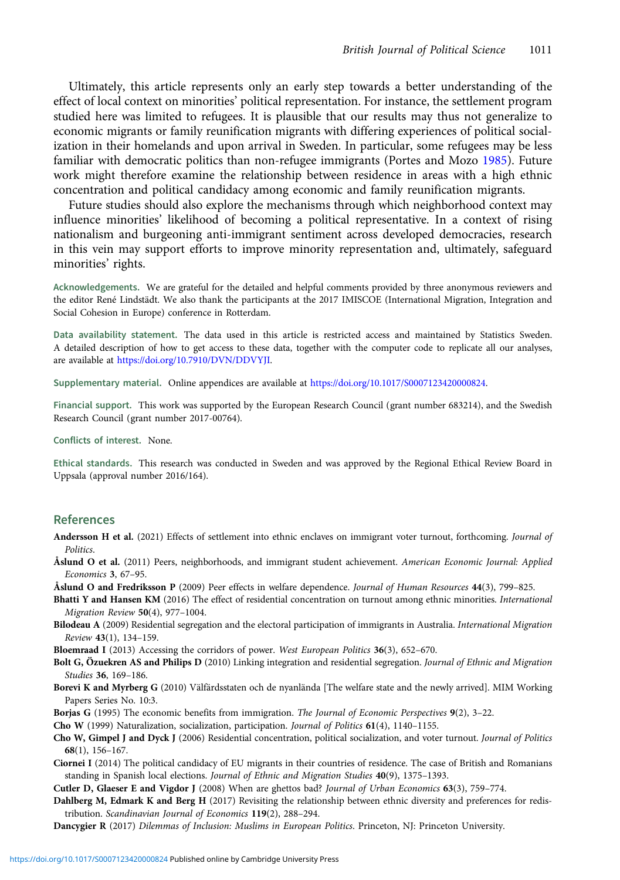Ultimately, this article represents only an early step towards a better understanding of the effect of local context on minorities' political representation. For instance, the settlement program studied here was limited to refugees. It is plausible that our results may thus not generalize to economic migrants or family reunification migrants with differing experiences of political socialization in their homelands and upon arrival in Sweden. In particular, some refugees may be less familiar with democratic politics than non-refugee immigrants (Portes and Mozo 1985). Future work might therefore examine the relationship between residence in areas with a high ethnic concentration and political candidacy among economic and family reunification migrants.

Future studies should also explore the mechanisms through which neighborhood context may influence minorities' likelihood of becoming a political representative. In a context of rising nationalism and burgeoning anti-immigrant sentiment across developed democracies, research in this vein may support efforts to improve minority representation and, ultimately, safeguard minorities' rights.

**Acknowledgements.** We are grateful for the detailed and helpful comments provided by three anonymous reviewers and the editor René Lindstädt. We also thank the participants at the 2017 IMISCOE (International Migration, Integration and Social Cohesion in Europe) conference in Rotterdam.

**Data availability statement.** The data used in this article is restricted access and maintained by Statistics Sweden. A detailed description of how to get access to these data, together with the computer code to replicate all our analyses, are available at https://doi.org/10.7910/DVN/DDVYJI.

**Supplementary material.** Online appendices are available at https://doi.org/10.1017/S0007123420000824.

**Financial support.** This work was supported by the European Research Council (grant number 683214), and the Swedish Research Council (grant number 2017-00764).

**Conflicts of interest.** None.

**Ethical standards.** This research was conducted in Sweden and was approved by the Regional Ethical Review Board in Uppsala (approval number 2016/164).

## References

**Andersson H et al.** (2021) Effects of settlement into ethnic enclaves on immigrant voter turnout, forthcoming. *Journal of Politics*.

**Åslund O et al.** (2011) Peers, neighborhoods, and immigrant student achievement. *American Economic Journal: Applied Economics* **3**, 67–95.

**Åslund O and Fredriksson P** (2009) Peer effects in welfare dependence. *Journal of Human Resources* **44**(3), 799–825.

**Bhatti Y and Hansen KM** (2016) The effect of residential concentration on turnout among ethnic minorities. *International Migration Review* **50**(4), 977–1004.

**Bilodeau A** (2009) Residential segregation and the electoral participation of immigrants in Australia. *International Migration Review* **43**(1), 134–159.

**Bloemraad I** (2013) Accessing the corridors of power. *West European Politics* **36**(3), 652–670.

**Bolt G, Özuekren AS and Philips D** (2010) Linking integration and residential segregation. *Journal of Ethnic and Migration Studies* **36**, 169–186.

**Borevi K and Myrberg G** (2010) Välfärdsstaten och de nyanlända [The welfare state and the newly arrived]. MIM Working Papers Series No. 10:3.

**Borjas G** (1995) The economic benefits from immigration. *The Journal of Economic Perspectives* **9**(2), 3–22.

**Cho W** (1999) Naturalization, socialization, participation. *Journal of Politics* **61**(4), 1140–1155.

**Cho W, Gimpel J and Dyck J** (2006) Residential concentration, political socialization, and voter turnout. *Journal of Politics* **68**(1), 156–167.

**Ciornei I** (2014) The political candidacy of EU migrants in their countries of residence. The case of British and Romanians standing in Spanish local elections. *Journal of Ethnic and Migration Studies* **40**(9), 1375–1393.

**Cutler D, Glaeser E and Vigdor J** (2008) When are ghettos bad? *Journal of Urban Economics* **63**(3), 759–774.

**Dahlberg M, Edmark K and Berg H** (2017) Revisiting the relationship between ethnic diversity and preferences for redistribution. *Scandinavian Journal of Economics* **119**(2), 288–294.

**Dancygier R** (2017) *Dilemmas of Inclusion: Muslims in European Politics*. Princeton, NJ: Princeton University.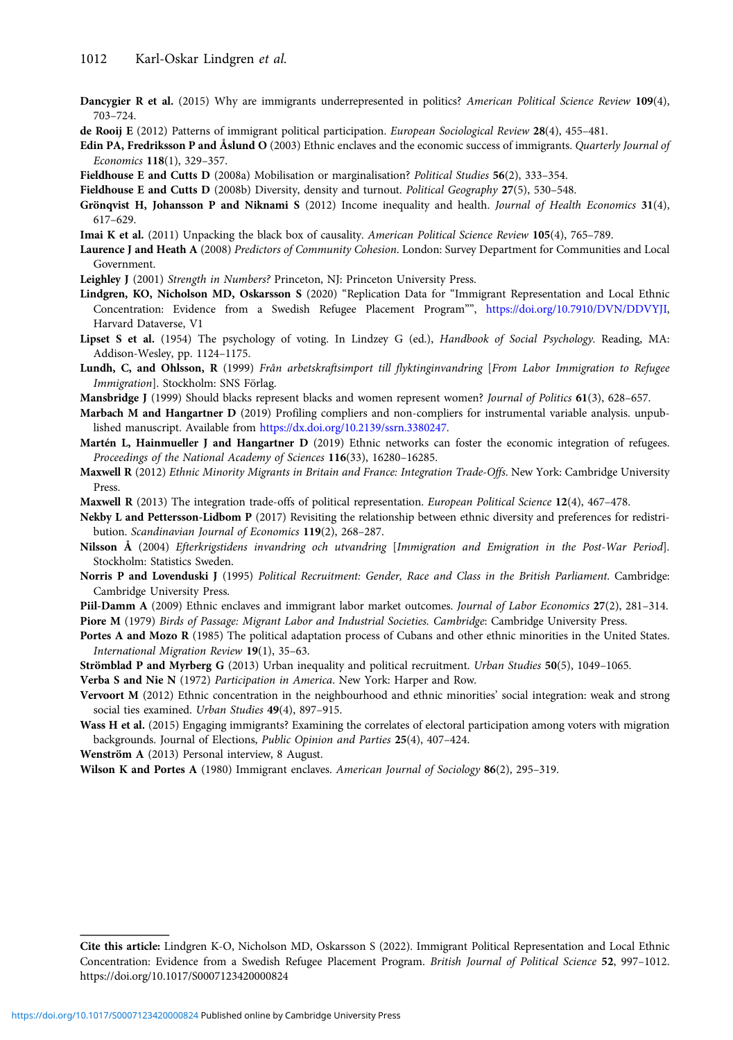**Dancygier R et al.** (2015) Why are immigrants underrepresented in politics? *American Political Science Review* **109**(4), 703–724.

**de Rooij E** (2012) Patterns of immigrant political participation. *European Sociological Review* **28**(4), 455–481.

**Edin PA, Fredriksson P and Åslund O** (2003) Ethnic enclaves and the economic success of immigrants. *Quarterly Journal of Economics* **118**(1), 329–357.

**Fieldhouse E and Cutts D** (2008a) Mobilisation or marginalisation? *Political Studies* **56**(2), 333–354.

**Fieldhouse E and Cutts D** (2008b) Diversity, density and turnout. *Political Geography* **27**(5), 530–548.

**Grönqvist H, Johansson P and Niknami S** (2012) Income inequality and health. *Journal of Health Economics* **31**(4), 617–629.

**Imai K et al.** (2011) Unpacking the black box of causality. *American Political Science Review* **105**(4), 765–789.

**Laurence J and Heath A** (2008) *Predictors of Community Cohesion*. London: Survey Department for Communities and Local Government.

**Leighley J** (2001) *Strength in Numbers?* Princeton, NJ: Princeton University Press.

**Lindgren, KO, Nicholson MD, Oskarsson S** (2020) "Replication Data for "Immigrant Representation and Local Ethnic Concentration: Evidence from a Swedish Refugee Placement Program"", https://doi.org/10.7910/DVN/DDVYJI, Harvard Dataverse, V1

**Lipset S et al.** (1954) The psychology of voting. In Lindzey G (ed.), *Handbook of Social Psychology*. Reading, MA: Addison-Wesley, pp. 1124–1175.

**Lundh, C, and Ohlsson, R** (1999) *Från arbetskraftsimport till flyktinginvandring* [*From Labor Immigration to Refugee Immigration*]. Stockholm: SNS Förlag.

**Mansbridge J** (1999) Should blacks represent blacks and women represent women? *Journal of Politics* **61**(3), 628–657.

**Marbach M and Hangartner D** (2019) Profiling compliers and non-compliers for instrumental variable analysis. unpublished manuscript. Available from https://dx.doi.org/10.2139/ssrn.3380247.

**Martén L, Hainmueller J and Hangartner D** (2019) Ethnic networks can foster the economic integration of refugees. *Proceedings of the National Academy of Sciences* **116**(33), 16280–16285.

**Maxwell R** (2012) *Ethnic Minority Migrants in Britain and France: Integration Trade-Offs*. New York: Cambridge University Press.

**Maxwell R** (2013) The integration trade-offs of political representation. *European Political Science* **12**(4), 467–478.

**Nekby L and Pettersson-Lidbom P** (2017) Revisiting the relationship between ethnic diversity and preferences for redistribution. *Scandinavian Journal of Economics* **119**(2), 268–287.

**Nilsson Å** (2004) *Efterkrigstidens invandring och utvandring* [*Immigration and Emigration in the Post-War Period*]. Stockholm: Statistics Sweden.

**Norris P and Lovenduski J** (1995) *Political Recruitment: Gender, Race and Class in the British Parliament*. Cambridge: Cambridge University Press.

**Piil-Damm A** (2009) Ethnic enclaves and immigrant labor market outcomes. *Journal of Labor Economics* **27**(2), 281–314.

**Piore M** (1979) *Birds of Passage: Migrant Labor and Industrial Societies. Cambridge*: Cambridge University Press.

**Portes A and Mozo R** (1985) The political adaptation process of Cubans and other ethnic minorities in the United States. *International Migration Review* **19**(1), 35–63.

**Strömblad P and Myrberg G** (2013) Urban inequality and political recruitment. *Urban Studies* **50**(5), 1049–1065.

**Verba S and Nie N** (1972) *Participation in America*. New York: Harper and Row.

**Vervoort M** (2012) Ethnic concentration in the neighbourhood and ethnic minorities' social integration: weak and strong social ties examined. *Urban Studies* **49**(4), 897–915.

**Wass H et al.** (2015) Engaging immigrants? Examining the correlates of electoral participation among voters with migration backgrounds. Journal of Elections, *Public Opinion and Parties* **25**(4), 407–424.

**Wenström A** (2013) Personal interview, 8 August.

**Wilson K and Portes A** (1980) Immigrant enclaves. *American Journal of Sociology* **86**(2), 295–319.

---

**Cite this article:** Lindgren K-O, Nicholson MD, Oskarsson S (2022). Immigrant Political Representation and Local Ethnic Concentration: Evidence from a Swedish Refugee Placement Program. *British Journal of Political Science* **52**, 997–1012. https://doi.org/10.1017/S0007123420000824